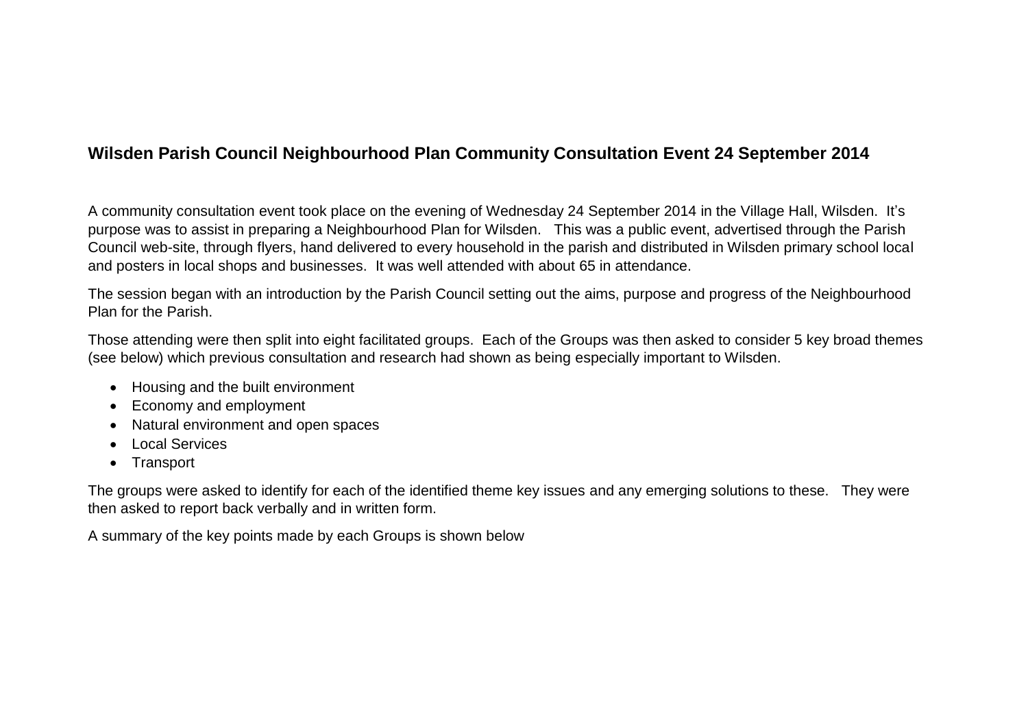## Wilsden Parish Council Neighbourhood Plan Community Consultation Event 24 September 2014

A community consultation event took place on the evening of Wednesday 24 September 2014 in the Village Hall, Wilsden. It's purpose was to assist in preparing a Neighbourhood Plan for Wilsden. This was a public event, advertised through the Parish Council web-site, through flyers, hand delivered to every household in the parish and distributed in Wilsden primary school local and posters in local shops and businesses. It was well attended with about 65 in attendance.

The session began with an introduction by the Parish Council setting out the aims, purpose and progress of the Neighbourhood Plan for the Parish.

Those attending were then split into eight facilitated groups. Each of the Groups was then asked to consider 5 key broad themes (see below) which previous consultation and research had shown as being especially important to Wilsden.

- Housing and the built environment
- Economy and employment
- Natural environment and open spaces
- Local Services
- Transport

The groups were asked to identify for each of the identified theme key issues and any emerging solutions to these. They were then asked to report back verbally and in written form.

A summary of the key points made by each Groups is shown below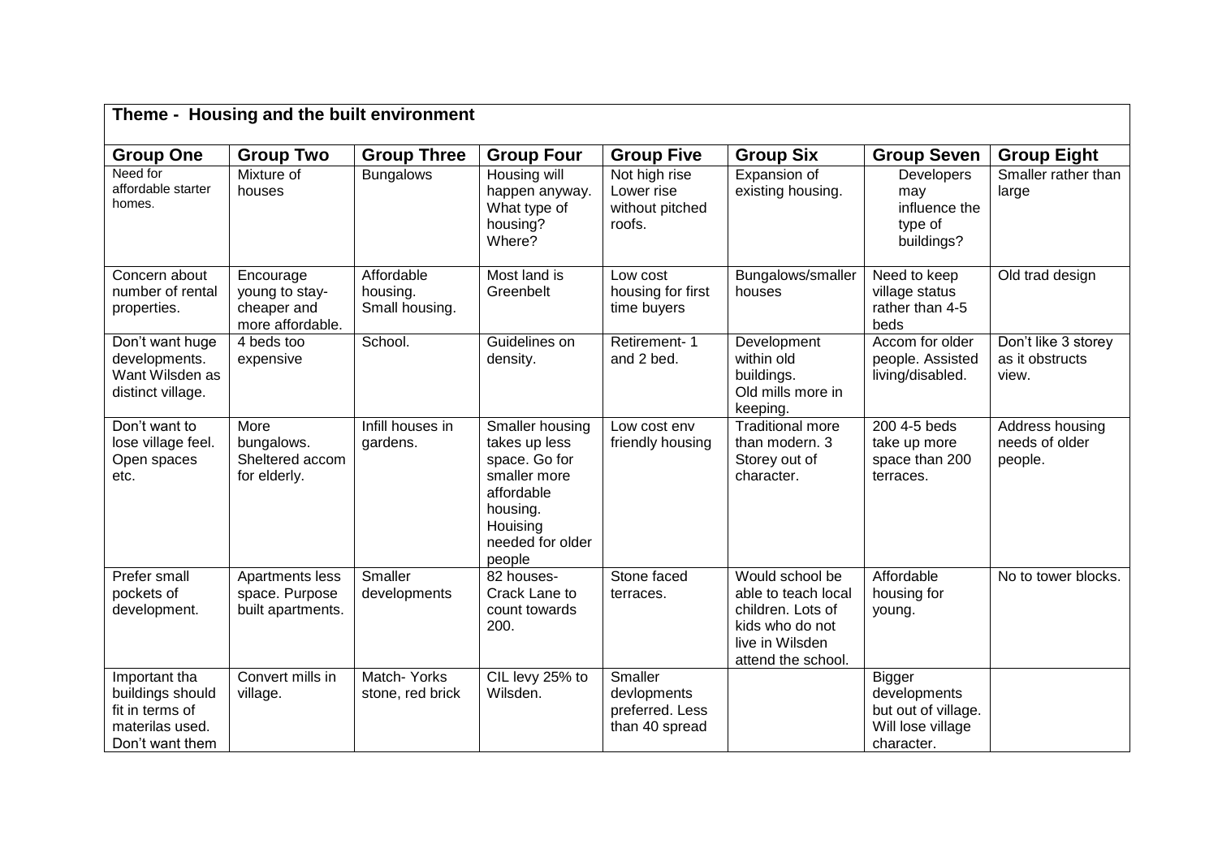**Theme - Housing and the built environment**

| Group One | Group Two | Group Three | Group Four | Group Five | Group Six | Group Seven | Group Eight |
|---|---|---|---|---|---|---|---|
| Need for affordable starter homes. | Mixture of houses | Bungalows | Housing will happen anyway. What type of housing? Where? | Not high rise Lower rise without pitched roofs. | Expansion of existing housing. | Developers may influence the type of buildings? | Smaller rather than large |
| Concern about number of rental properties. | Encourage young to stay- cheaper and more affordable. | Affordable housing. Small housing. | Most land is Greenbelt | Low cost housing for first time buyers | Bungalows/smaller houses | Need to keep village status rather than 4-5 beds | Old trad design |
| Don't want huge developments. Want Wilsden as distinct village. | 4 beds too expensive | School. | Guidelines on density. | Retirement- 1 and 2 bed. | Development within old buildings. Old mills more in keeping. | Accom for older people. Assisted living/disabled. | Don't like 3 storey as it obstructs view. |
| Don't want to lose village feel. Open spaces etc. | More bungalows. Sheltered accom for elderly. | Infill houses in gardens. | Smaller housing takes up less space. Go for smaller more affordable housing. Houising needed for older people | Low cost env friendly housing | Traditional more than modern. 3 Storey out of character. | 200 4-5 beds take up more space than 200 terraces. | Address housing needs of older people. |
| Prefer small pockets of development. | Apartments less space. Purpose built apartments. | Smaller developments | 82 houses- Crack Lane to count towards 200. | Stone faced terraces. | Would school be able to teach local children. Lots of kids who do not live in Wilsden attend the school. | Affordable housing for young. | No to tower blocks. |
| Important tha buildings should fit in terms of materilas used. Don't want them | Convert mills in village. | Match- Yorks stone, red brick | CIL levy 25% to Wilsden. | Smaller devlopments preferred. Less than 40 spread | | Bigger developments but out of village. Will lose village character. | |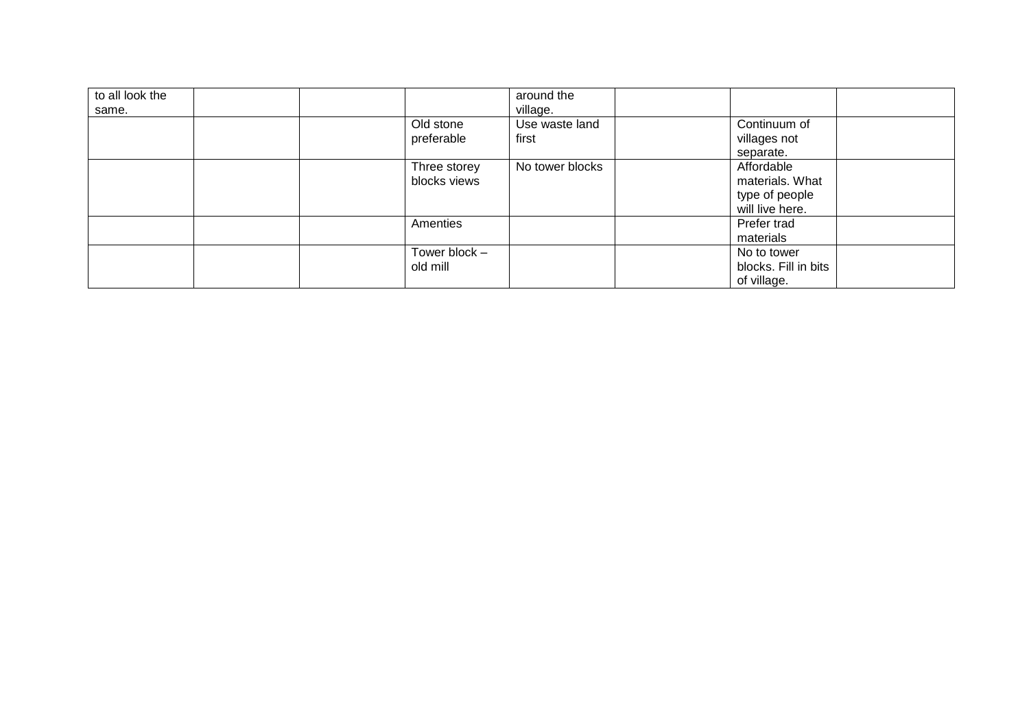| | | | | | | | |
|---|---|---|---|---|---|---|---|
| to all look the same. | | | | around the village. | | | |
| | | | Old stone preferable | Use waste land first | | Continuum of villages not separate. | |
| | | | Three storey blocks views | No tower blocks | | Affordable materials. What type of people will live here. | |
| | | | Amenties | | | Prefer trad materials | |
| | | | Tower block – old mill | | | No to tower blocks. Fill in bits of village. | |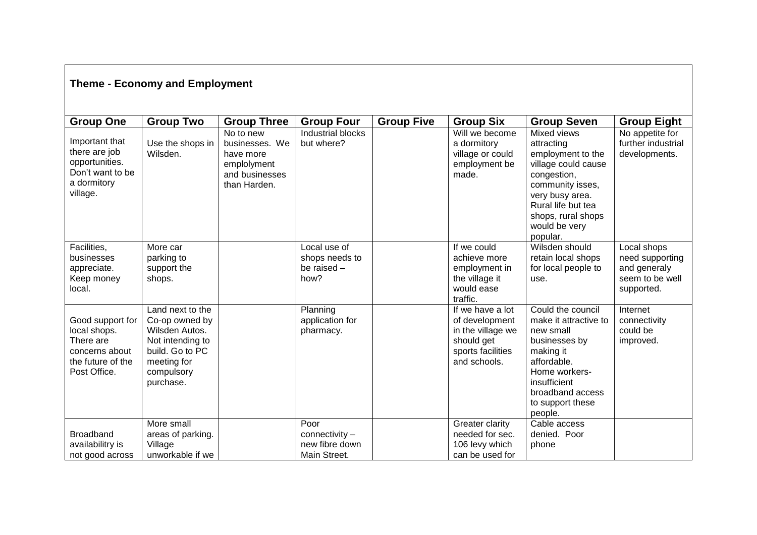**Theme - Economy and Employment**

| Group One | Group Two | Group Three | Group Four | Group Five | Group Six | Group Seven | Group Eight |
|---|---|---|---|---|---|---|---|
| Important that there are job opportunities. Don't want to be a dormitory village. | Use the shops in Wilsden. | No to new businesses. We have more emplolyment and businesses than Harden. | Industrial blocks but where? | | Will we become a dormitory village or could employment be made. | Mixed views attracting employment to the village could cause congestion, community isses, very busy area. Rural life but tea shops, rural shops would be very popular. | No appetite for further industrial developments. |
| Facilities, businesses appreciate. Keep money local. | More car parking to support the shops. | | Local use of shops needs to be raised – how? | | If we could achieve more employment in the village it would ease traffic. | Wilsden should retain local shops for local people to use. | Local shops need supporting and generaly seem to be well supported. |
| Good support for local shops. There are concerns about the future of the Post Office. | Land next to the Co-op owned by Wilsden Autos. Not intending to build. Go to PC meeting for compulsory purchase. | | Planning application for pharmacy. | | If we have a lot of development in the village we should get sports facilities and schools. | Could the council make it attractive to new small businesses by making it affordable. Home workers- insufficient broadband access to support these people. | Internet connectivity could be improved. |
| Broadband availabilitry is not good across | More small areas of parking. Village unworkable if we | | Poor connectivity – new fibre down Main Street. | | Greater clarity needed for sec. 106 levy which can be used for | Cable access denied. Poor phone | |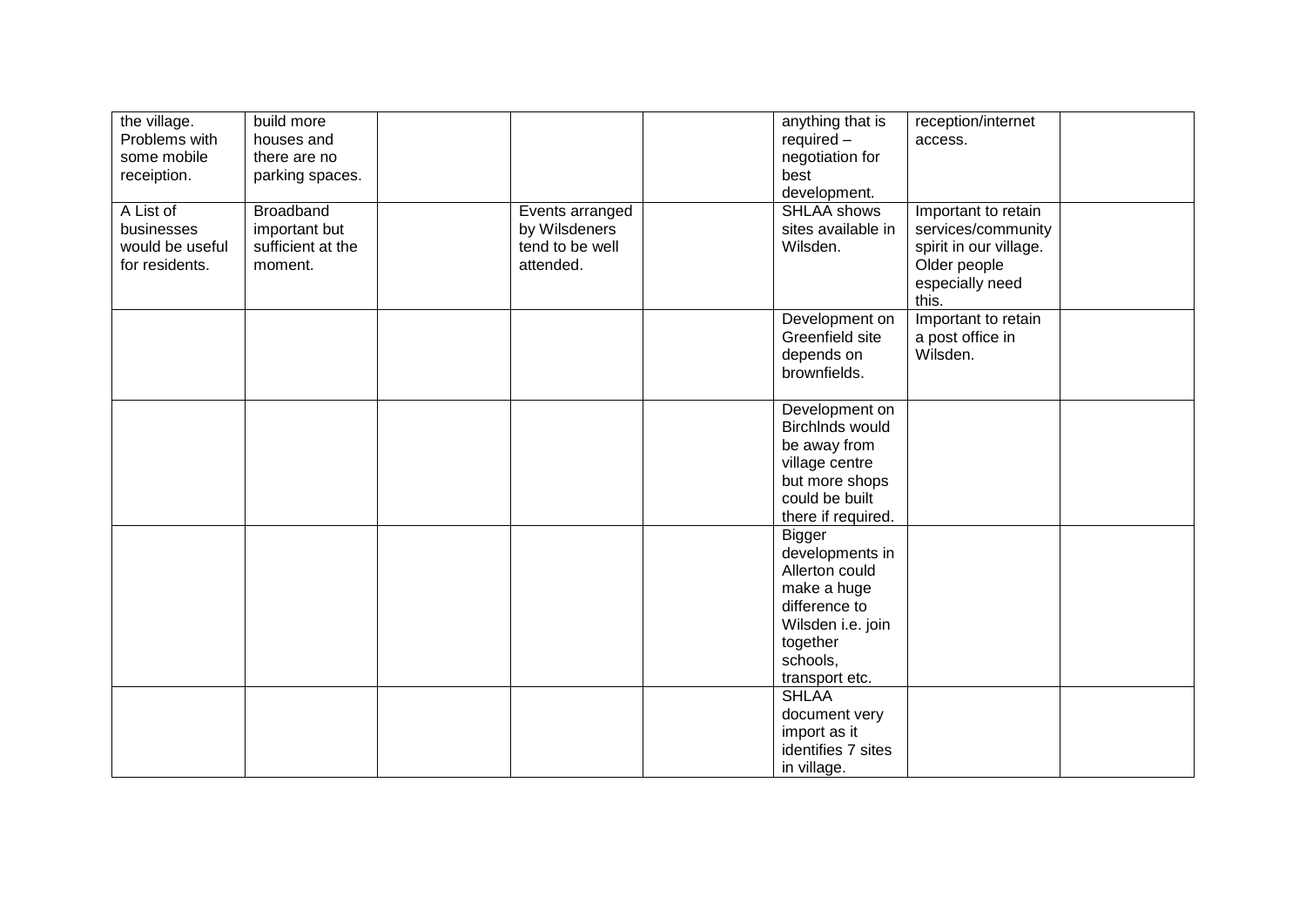| | | | | | | | |
|---|---|---|---|---|---|---|---|
| the village. Problems with some mobile receiption. | build more houses and there are no parking spaces. | | | | anything that is required – negotiation for best development. | reception/internet access. | |
| A List of businesses would be useful for residents. | Broadband important but sufficient at the moment. | | Events arranged by Wilsdeners tend to be well attended. | | SHLAA shows sites available in Wilsden. | Important to retain services/community spirit in our village. Older people especially need this. | |
| | | | | | Development on Greenfield site depends on brownfields. | Important to retain a post office in Wilsden. | |
| | | | | | Development on Birchlnds would be away from village centre but more shops could be built there if required. | | |
| | | | | | Bigger developments in Allerton could make a huge difference to Wilsden i.e. join together schools, transport etc. | | |
| | | | | | SHLAA document very import as it identifies 7 sites in village. | | |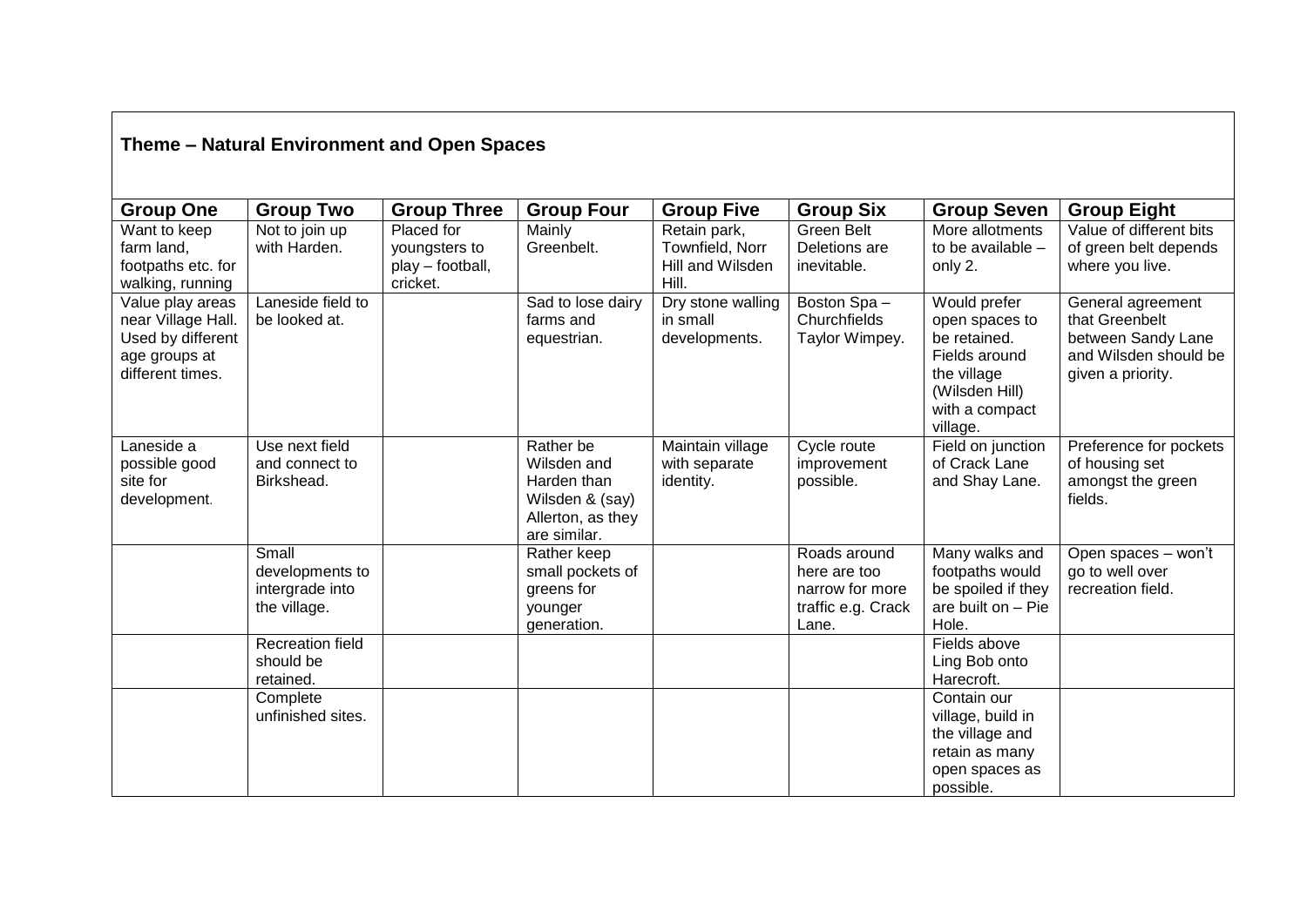## Theme – Natural Environment and Open Spaces

| Group One | Group Two | Group Three | Group Four | Group Five | Group Six | Group Seven | Group Eight |
|---|---|---|---|---|---|---|---|
| Want to keep farm land, footpaths etc. for walking, running | Not to join up with Harden. | Placed for youngsters to play – football, cricket. | Mainly Greenbelt. | Retain park, Townfield, Norr Hill and Wilsden Hill. | Green Belt Deletions are inevitable. | More allotments to be available – only 2. | Value of different bits of green belt depends where you live. |
| Value play areas near Village Hall. Used by different age groups at different times. | Laneside field to be looked at. | | Sad to lose dairy farms and equestrian. | Dry stone walling in small developments. | Boston Spa – Churchfields Taylor Wimpey. | Would prefer open spaces to be retained. Fields around the village (Wilsden Hill) with a compact village. | General agreement that Greenbelt between Sandy Lane and Wilsden should be given a priority. |
| Laneside a possible good site for development. | Use next field and connect to Birkshead. | | Rather be Wilsden and Harden than Wilsden & (say) Allerton, as they are similar. | Maintain village with separate identity. | Cycle route improvement possible. | Field on junction of Crack Lane and Shay Lane. | Preference for pockets of housing set amongst the green fields. |
| | Small developments to intergrade into the village. | | Rather keep small pockets of greens for younger generation. | | Roads around here are too narrow for more traffic e.g. Crack Lane. | Many walks and footpaths would be spoiled if they are built on – Pie Hole. | Open spaces – won't go to well over recreation field. |
| | Recreation field should be retained. | | | | | Fields above Ling Bob onto Harecroft. | |
| | Complete unfinished sites. | | | | | Contain our village, build in the village and retain as many open spaces as possible. | |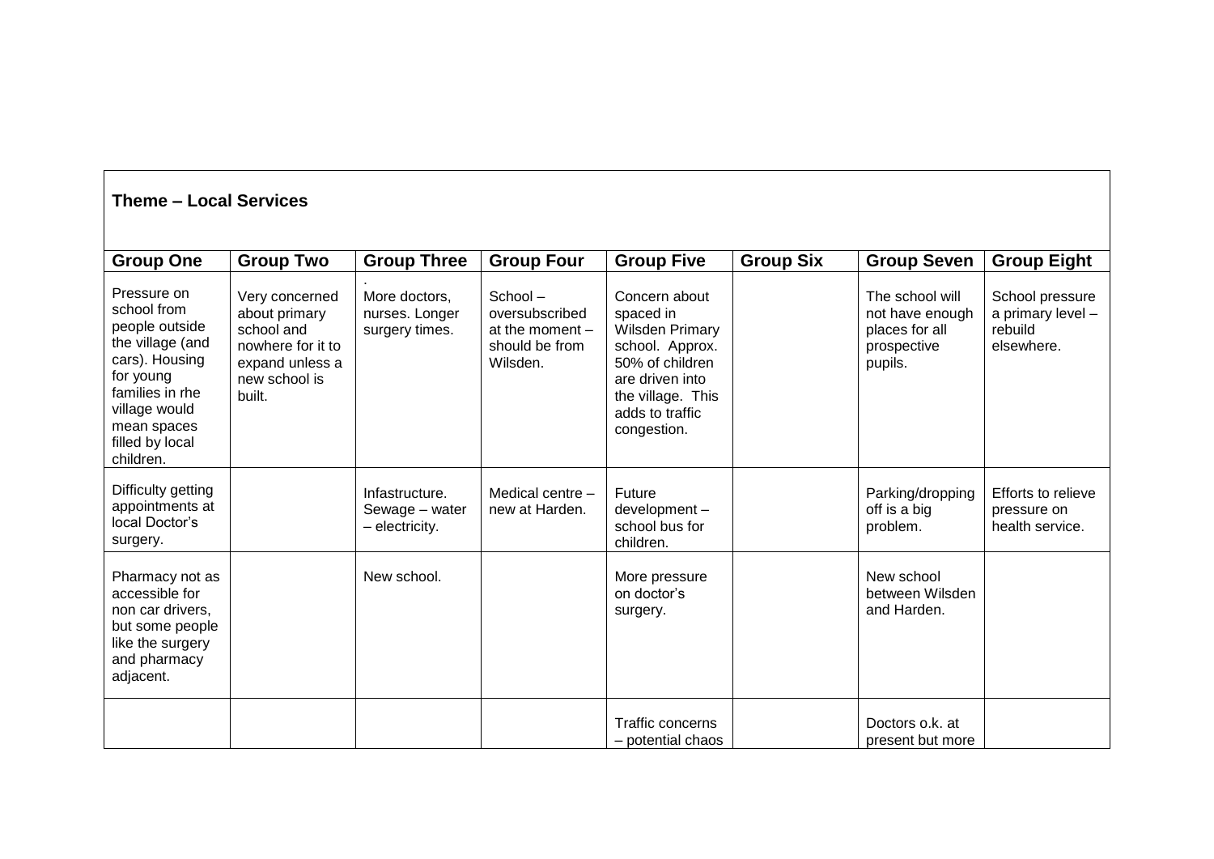**Theme – Local Services**

| Group One | Group Two | Group Three | Group Four | Group Five | Group Six | Group Seven | Group Eight |
|---|---|---|---|---|---|---|---|
| Pressure on school from people outside the village (and cars). Housing for young families in rhe village would mean spaces filled by local children. | Very concerned about primary school and nowhere for it to expand unless a new school is built. | . More doctors, nurses. Longer surgery times. | School – oversubscribed at the moment – should be from Wilsden. | Concern about spaced in Wilsden Primary school. Approx. 50% of children are driven into the village. This adds to traffic congestion. | | The school will not have enough places for all prospective pupils. | School pressure a primary level – rebuild elsewhere. |
| Difficulty getting appointments at local Doctor's surgery. | | Infastructure. Sewage – water – electricity. | Medical centre – new at Harden. | Future development – school bus for children. | | Parking/dropping off is a big problem. | Efforts to relieve pressure on health service. |
| Pharmacy not as accessible for non car drivers, but some people like the surgery and pharmacy adjacent. | | New school. | | More pressure on doctor's surgery. | | New school between Wilsden and Harden. | |
| | | | | Traffic concerns – potential chaos | | Doctors o.k. at present but more | |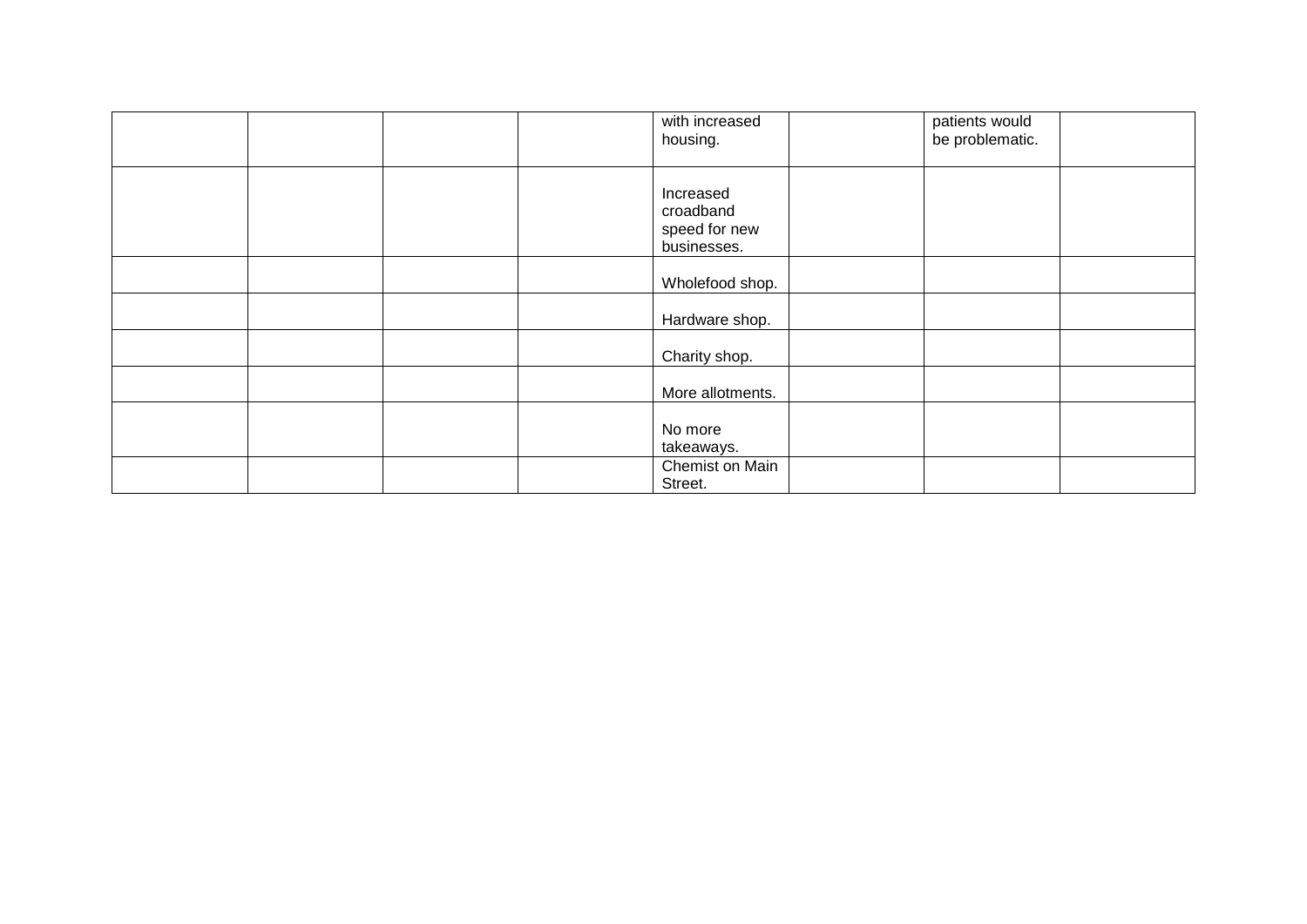| | | | | | | | |
|---|---|---|---|---|---|---|---|
| | | | | with increased housing. | | patients would be problematic. | |
| | | | | Increased croadband speed for new businesses. | | | |
| | | | | Wholefood shop. | | | |
| | | | | Hardware shop. | | | |
| | | | | Charity shop. | | | |
| | | | | More allotments. | | | |
| | | | | No more takeaways. | | | |
| | | | | Chemist on Main Street. | | | |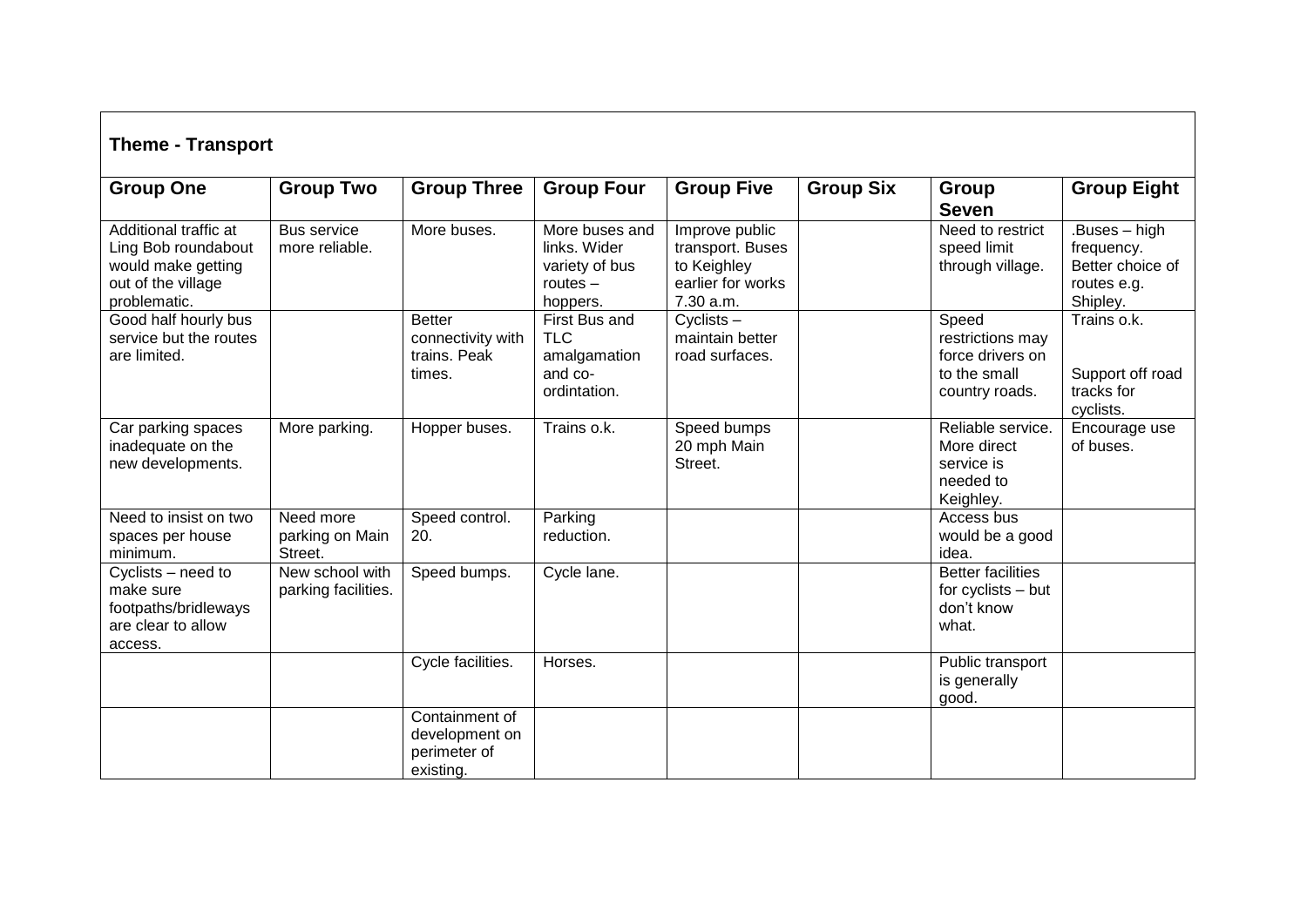## Theme - Transport

| Group One | Group Two | Group Three | Group Four | Group Five | Group Six | Group Seven | Group Eight |
|---|---|---|---|---|---|---|---|
| Additional traffic at Ling Bob roundabout would make getting out of the village problematic. | Bus service more reliable. | More buses. | More buses and links. Wider variety of bus routes – hoppers. | Improve public transport. Buses to Keighley earlier for works 7.30 a.m. | | Need to restrict speed limit through village. | .Buses – high frequency. Better choice of routes e.g. Shipley. |
| Good half hourly bus service but the routes are limited. | | Better connectivity with trains. Peak times. | First Bus and TLC amalgamation and co-ordintation. | Cyclists – maintain better road surfaces. | | Speed restrictions may force drivers on to the small country roads. | Trains o.k.<br><br>Support off road tracks for cyclists. |
| Car parking spaces inadequate on the new developments. | More parking. | Hopper buses. | Trains o.k. | Speed bumps 20 mph Main Street. | | Reliable service. More direct service is needed to Keighley. | Encourage use of buses. |
| Need to insist on two spaces per house minimum. | Need more parking on Main Street. | Speed control. 20. | Parking reduction. | | | Access bus would be a good idea. | |
| Cyclists – need to make sure footpaths/bridleways are clear to allow access. | New school with parking facilities. | Speed bumps. | Cycle lane. | | | Better facilities for cyclists – but don't know what. | |
| | | Cycle facilities. | Horses. | | | Public transport is generally good. | |
| | | Containment of development on perimeter of existing. | | | | | |